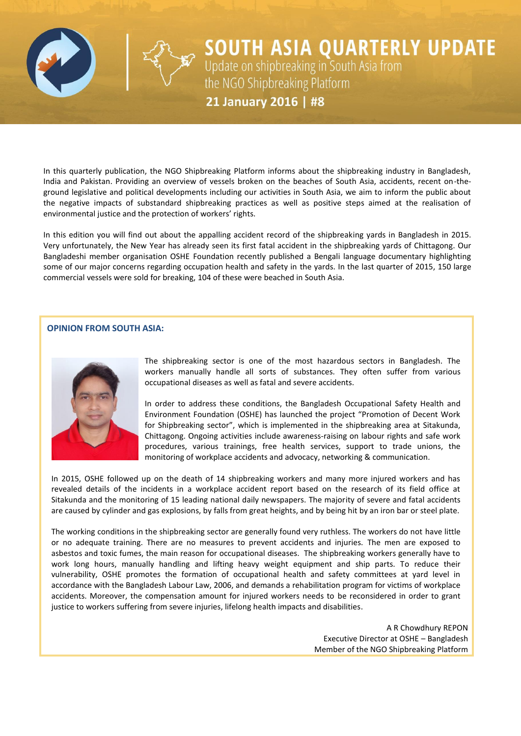# SOUTH ASIA QUARTERLY UPDATE

Update on shipbreaking in South Asia from the NGO Shipbreaking Platform

**21 January 2016 | #8**

In this quarterly publication, the NGO Shipbreaking Platform informs about the shipbreaking industry in Bangladesh, India and Pakistan. Providing an overview of vessels broken on the beaches of South Asia, accidents, recent on-the-ground legislative and political developments including our activities in South Asia, we aim to inform the public about the negative impacts of substandard shipbreaking practices as well as positive steps aimed at the realisation of environmental justice and the protection of workers' rights.

In this edition you will find out about the appalling accident record of the shipbreaking yards in Bangladesh in 2015. Very unfortunately, the New Year has already seen its first fatal accident in the shipbreaking yards of Chittagong. Our Bangladeshi member organisation OSHE Foundation recently published a Bengali language documentary highlighting some of our major concerns regarding occupation health and safety in the yards. In the last quarter of 2015, 150 large commercial vessels were sold for breaking, 104 of these were beached in South Asia.

## OPINION FROM SOUTH ASIA:

The shipbreaking sector is one of the most hazardous sectors in Bangladesh. The workers manually handle all sorts of substances. They often suffer from various occupational diseases as well as fatal and severe accidents.

In order to address these conditions, the Bangladesh Occupational Safety Health and Environment Foundation (OSHE) has launched the project "Promotion of Decent Work for Shipbreaking sector", which is implemented in the shipbreaking area at Sitakunda, Chittagong. Ongoing activities include awareness-raising on labour rights and safe work procedures, various trainings, free health services, support to trade unions, the monitoring of workplace accidents and advocacy, networking & communication.

In 2015, OSHE followed up on the death of 14 shipbreaking workers and many more injured workers and has revealed details of the incidents in a workplace accident report based on the research of its field office at Sitakunda and the monitoring of 15 leading national daily newspapers. The majority of severe and fatal accidents are caused by cylinder and gas explosions, by falls from great heights, and by being hit by an iron bar or steel plate.

The working conditions in the shipbreaking sector are generally found very ruthless. The workers do not have little or no adequate training. There are no measures to prevent accidents and injuries. The men are exposed to asbestos and toxic fumes, the main reason for occupational diseases. The shipbreaking workers generally have to work long hours, manually handling and lifting heavy weight equipment and ship parts. To reduce their vulnerability, OSHE promotes the formation of occupational health and safety committees at yard level in accordance with the Bangladesh Labour Law, 2006, and demands a rehabilitation program for victims of workplace accidents. Moreover, the compensation amount for injured workers needs to be reconsidered in order to grant justice to workers suffering from severe injuries, lifelong health impacts and disabilities.

A R Chowdhury REPON
Executive Director at OSHE – Bangladesh
Member of the NGO Shipbreaking Platform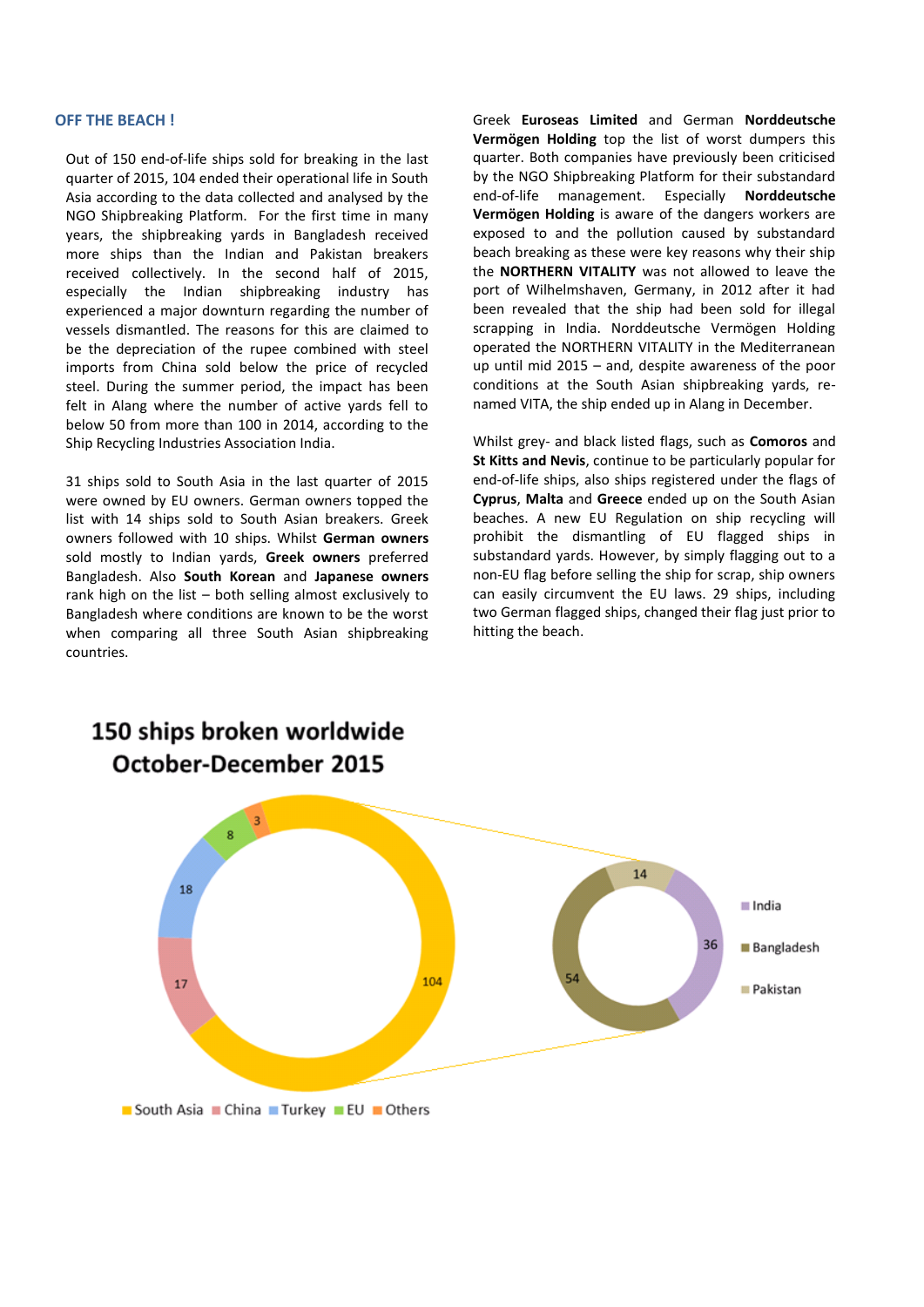## OFF THE BEACH !

Out of 150 end-of-life ships sold for breaking in the last quarter of 2015, 104 ended their operational life in South Asia according to the data collected and analysed by the NGO Shipbreaking Platform. For the first time in many years, the shipbreaking yards in Bangladesh received more ships than the Indian and Pakistan breakers received collectively. In the second half of 2015, especially the Indian shipbreaking industry has experienced a major downturn regarding the number of vessels dismantled. The reasons for this are claimed to be the depreciation of the rupee combined with steel imports from China sold below the price of recycled steel. During the summer period, the impact has been felt in Alang where the number of active yards fell to below 50 from more than 100 in 2014, according to the Ship Recycling Industries Association India.

31 ships sold to South Asia in the last quarter of 2015 were owned by EU owners. German owners topped the list with 14 ships sold to South Asian breakers. Greek owners followed with 10 ships. Whilst **German owners** sold mostly to Indian yards, **Greek owners** preferred Bangladesh. Also **South Korean** and **Japanese owners** rank high on the list – both selling almost exclusively to Bangladesh where conditions are known to be the worst when comparing all three South Asian shipbreaking countries.

Greek **Euroseas Limited** and German **Norddeutsche Vermögen Holding** top the list of worst dumpers this quarter. Both companies have previously been criticised by the NGO Shipbreaking Platform for their substandard end-of-life management. Especially **Norddeutsche Vermögen Holding** is aware of the dangers workers are exposed to and the pollution caused by substandard beach breaking as these were key reasons why their ship the **NORTHERN VITALITY** was not allowed to leave the port of Wilhelmshaven, Germany, in 2012 after it had been revealed that the ship had been sold for illegal scrapping in India. Norddeutsche Vermögen Holding operated the NORTHERN VITALITY in the Mediterranean up until mid 2015 – and, despite awareness of the poor conditions at the South Asian shipbreaking yards, re-named VITA, the ship ended up in Alang in December.

Whilst grey- and black listed flags, such as **Comoros** and **St Kitts and Nevis**, continue to be particularly popular for end-of-life ships, also ships registered under the flags of **Cyprus**, **Malta** and **Greece** ended up on the South Asian beaches. A new EU Regulation on ship recycling will prohibit the dismantling of EU flagged ships in substandard yards. However, by simply flagging out to a non-EU flag before selling the ship for scrap, ship owners can easily circumvent the EU laws. 29 ships, including two German flagged ships, changed their flag just prior to hitting the beach.

**150 ships broken worldwide October-December 2015**

| Destination | Ships |
|---|---|
| South Asia | 104 |
| China | 17 |
| Turkey | 18 |
| EU | 8 |
| Others | 3 |

| South Asia | Ships |
|---|---|
| India | 36 |
| Bangladesh | 54 |
| Pakistan | 14 |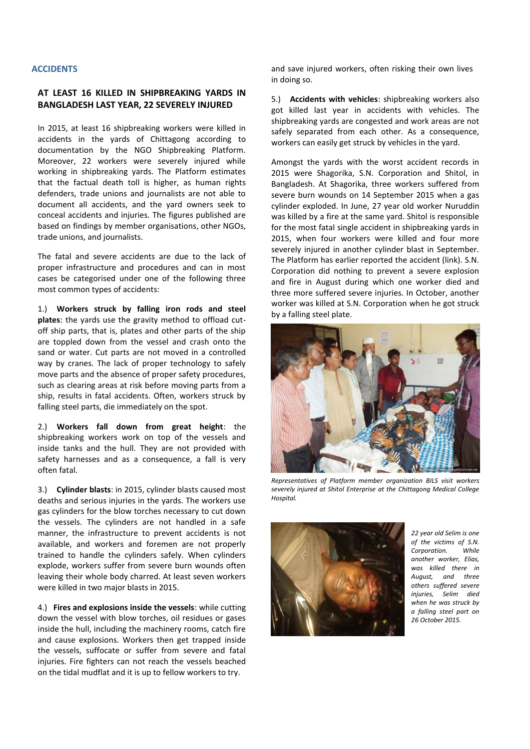## ACCIDENTS

### AT LEAST 16 KILLED IN SHIPBREAKING YARDS IN BANGLADESH LAST YEAR, 22 SEVERELY INJURED

In 2015, at least 16 shipbreaking workers were killed in accidents in the yards of Chittagong according to documentation by the NGO Shipbreaking Platform. Moreover, 22 workers were severely injured while working in shipbreaking yards. The Platform estimates that the factual death toll is higher, as human rights defenders, trade unions and journalists are not able to document all accidents, and the yard owners seek to conceal accidents and injuries. The figures published are based on findings by member organisations, other NGOs, trade unions, and journalists.

The fatal and severe accidents are due to the lack of proper infrastructure and procedures and can in most cases be categorised under one of the following three most common types of accidents:

1.) **Workers struck by falling iron rods and steel plates**: the yards use the gravity method to offload cut-off ship parts, that is, plates and other parts of the ship are toppled down from the vessel and crash onto the sand or water. Cut parts are not moved in a controlled way by cranes. The lack of proper technology to safely move parts and the absence of proper safety procedures, such as clearing areas at risk before moving parts from a ship, results in fatal accidents. Often, workers struck by falling steel parts, die immediately on the spot.

2.) **Workers fall down from great height**: the shipbreaking workers work on top of the vessels and inside tanks and the hull. They are not provided with safety harnesses and as a consequence, a fall is very often fatal.

3.) **Cylinder blasts**: in 2015, cylinder blasts caused most deaths and serious injuries in the yards. The workers use gas cylinders for the blow torches necessary to cut down the vessels. The cylinders are not handled in a safe manner, the infrastructure to prevent accidents is not available, and workers and foremen are not properly trained to handle the cylinders safely. When cylinders explode, workers suffer from severe burn wounds often leaving their whole body charred. At least seven workers were killed in two major blasts in 2015.

4.) **Fires and explosions inside the vessels**: while cutting down the vessel with blow torches, oil residues or gases inside the hull, including the machinery rooms, catch fire and cause explosions. Workers then get trapped inside the vessels, suffocate or suffer from severe and fatal injuries. Fire fighters can not reach the vessels beached on the tidal mudflat and it is up to fellow workers to try and save injured workers, often risking their own lives in doing so.

5.) **Accidents with vehicles**: shipbreaking workers also got killed last year in accidents with vehicles. The shipbreaking yards are congested and work areas are not safely separated from each other. As a consequence, workers can easily get struck by vehicles in the yard.

Amongst the yards with the worst accident records in 2015 were Shagorika, S.N. Corporation and Shitol, in Bangladesh. At Shagorika, three workers suffered from severe burn wounds on 14 September 2015 when a gas cylinder exploded. In June, 27 year old worker Nuruddin was killed by a fire at the same yard. Shitol is responsible for the most fatal single accident in shipbreaking yards in 2015, when four workers were killed and four more severely injured in another cylinder blast in September. The Platform has earlier reported the accident (link). S.N. Corporation did nothing to prevent a severe explosion and fire in August during which one worker died and three more suffered severe injuries. In October, another worker was killed at S.N. Corporation when he got struck by a falling steel plate.

*Representatives of Platform member organization BILS visit workers severely injured at Shitol Enterprise at the Chittagong Medical College Hospital.*

*22 year old Selim is one of the victims of S.N. Corporation. While another worker, Elias, was killed there in August, and three others suffered severe injuries, Selim died when he was struck by a falling steel part on 26 October 2015.*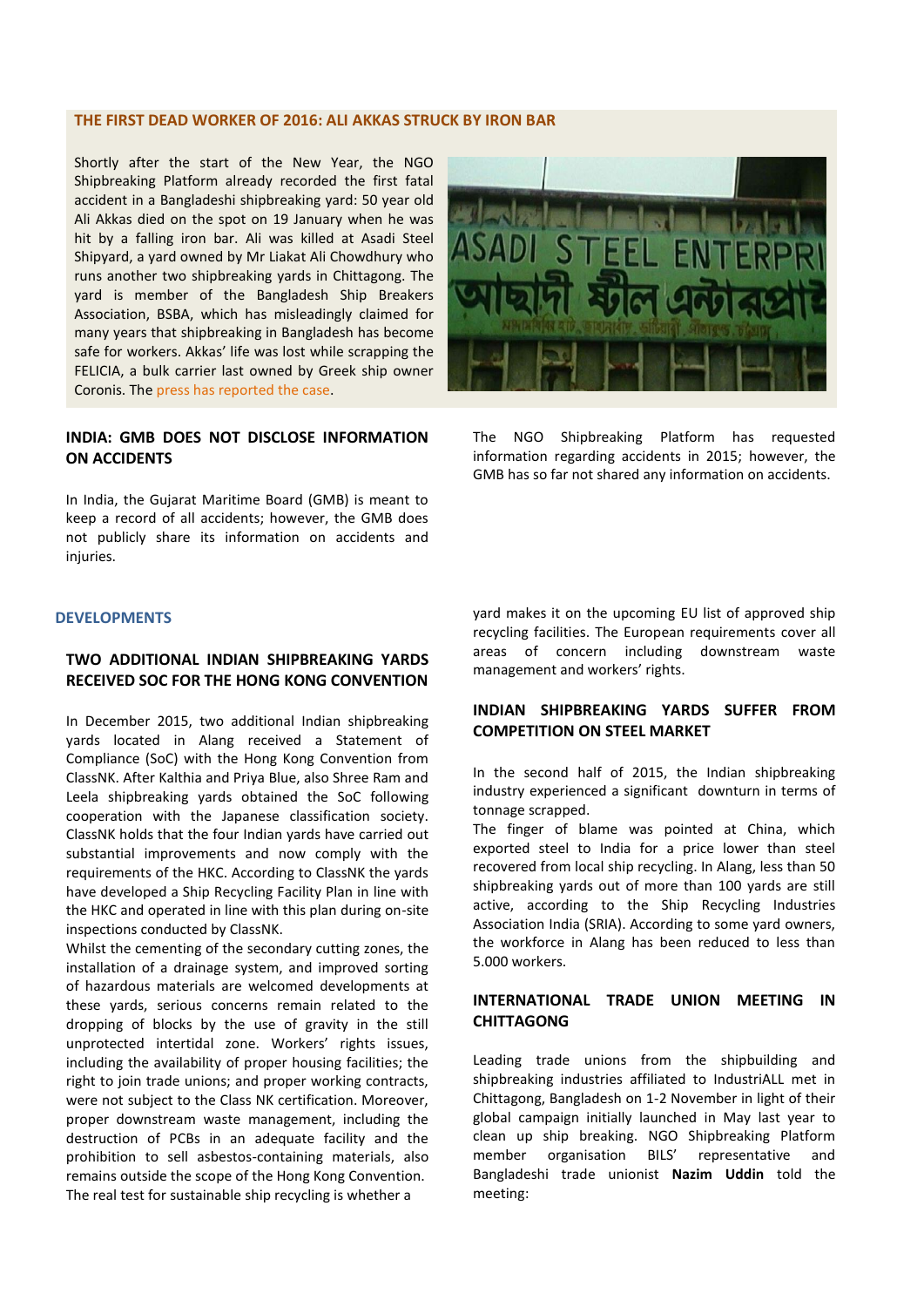## THE FIRST DEAD WORKER OF 2016: ALI AKKAS STRUCK BY IRON BAR

Shortly after the start of the New Year, the NGO Shipbreaking Platform already recorded the first fatal accident in a Bangladeshi shipbreaking yard: 50 year old Ali Akkas died on the spot on 19 January when he was hit by a falling iron bar. Ali was killed at Asadi Steel Shipyard, a yard owned by Mr Liakat Ali Chowdhury who runs another two shipbreaking yards in Chittagong. The yard is member of the Bangladesh Ship Breakers Association, BSBA, which has misleadingly claimed for many years that shipbreaking in Bangladesh has become safe for workers. Akkas' life was lost while scrapping the FELICIA, a bulk carrier last owned by Greek ship owner Coronis. The press has reported the case.

### INDIA: GMB DOES NOT DISCLOSE INFORMATION ON ACCIDENTS

In India, the Gujarat Maritime Board (GMB) is meant to keep a record of all accidents; however, the GMB does not publicly share its information on accidents and injuries.

The NGO Shipbreaking Platform has requested information regarding accidents in 2015; however, the GMB has so far not shared any information on accidents.

## DEVELOPMENTS

### TWO ADDITIONAL INDIAN SHIPBREAKING YARDS RECEIVED SOC FOR THE HONG KONG CONVENTION

In December 2015, two additional Indian shipbreaking yards located in Alang received a Statement of Compliance (SoC) with the Hong Kong Convention from ClassNK. After Kalthia and Priya Blue, also Shree Ram and Leela shipbreaking yards obtained the SoC following cooperation with the Japanese classification society. ClassNK holds that the four Indian yards have carried out substantial improvements and now comply with the requirements of the HKC. According to ClassNK the yards have developed a Ship Recycling Facility Plan in line with the HKC and operated in line with this plan during on-site inspections conducted by ClassNK.

Whilst the cementing of the secondary cutting zones, the installation of a drainage system, and improved sorting of hazardous materials are welcomed developments at these yards, serious concerns remain related to the dropping of blocks by the use of gravity in the still unprotected intertidal zone. Workers' rights issues, including the availability of proper housing facilities; the right to join trade unions; and proper working contracts, were not subject to the Class NK certification. Moreover, proper downstream waste management, including the destruction of PCBs in an adequate facility and the prohibition to sell asbestos-containing materials, also remains outside the scope of the Hong Kong Convention. The real test for sustainable ship recycling is whether a yard makes it on the upcoming EU list of approved ship recycling facilities. The European requirements cover all areas of concern including downstream waste management and workers' rights.

### INDIAN SHIPBREAKING YARDS SUFFER FROM COMPETITION ON STEEL MARKET

In the second half of 2015, the Indian shipbreaking industry experienced a significant downturn in terms of tonnage scrapped.

The finger of blame was pointed at China, which exported steel to India for a price lower than steel recovered from local ship recycling. In Alang, less than 50 shipbreaking yards out of more than 100 yards are still active, according to the Ship Recycling Industries Association India (SRIA). According to some yard owners, the workforce in Alang has been reduced to less than 5.000 workers.

### INTERNATIONAL TRADE UNION MEETING IN CHITTAGONG

Leading trade unions from the shipbuilding and shipbreaking industries affiliated to IndustriALL met in Chittagong, Bangladesh on 1-2 November in light of their global campaign initially launched in May last year to clean up ship breaking. NGO Shipbreaking Platform member organisation BILS' representative and Bangladeshi trade unionist **Nazim Uddin** told the meeting: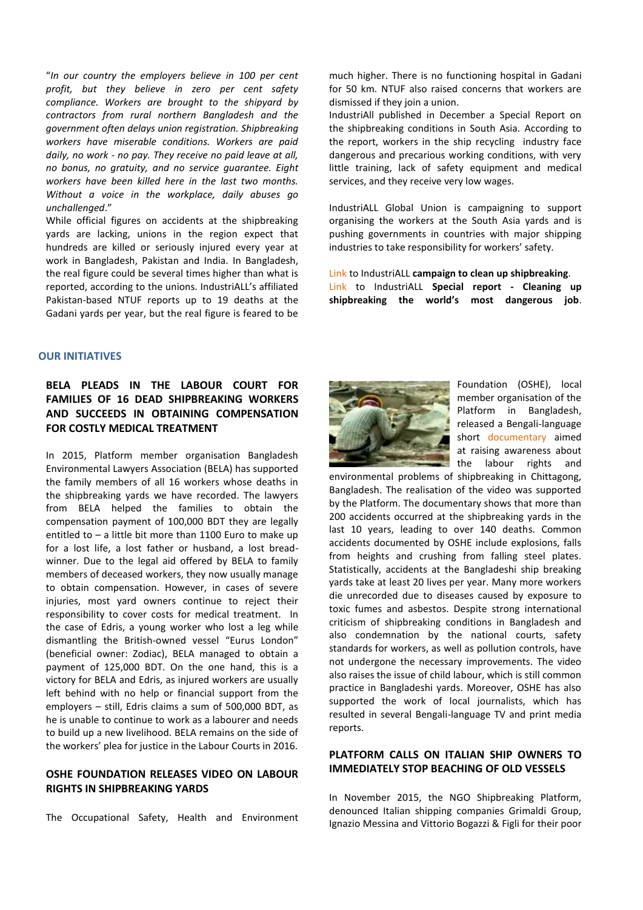"*In our country the employers believe in 100 per cent profit, but they believe in zero per cent safety compliance. Workers are brought to the shipyard by contractors from rural northern Bangladesh and the government often delays union registration. Shipbreaking workers have miserable conditions. Workers are paid daily, no work - no pay. They receive no paid leave at all, no bonus, no gratuity, and no service guarantee. Eight workers have been killed here in the last two months. Without a voice in the workplace, daily abuses go unchallenged*."

While official figures on accidents at the shipbreaking yards are lacking, unions in the region expect that hundreds are killed or seriously injured every year at work in Bangladesh, Pakistan and India. In Bangladesh, the real figure could be several times higher than what is reported, according to the unions. IndustriALL's affiliated Pakistan-based NTUF reports up to 19 deaths at the Gadani yards per year, but the real figure is feared to be much higher. There is no functioning hospital in Gadani for 50 km. NTUF also raised concerns that workers are dismissed if they join a union.

IndustriAll published in December a Special Report on the shipbreaking conditions in South Asia. According to the report, workers in the ship recycling industry face dangerous and precarious working conditions, with very little training, lack of safety equipment and medical services, and they receive very low wages.

IndustriALL Global Union is campaigning to support organising the workers at the South Asia yards and is pushing governments in countries with major shipping industries to take responsibility for workers' safety.

Link to IndustriALL **campaign to clean up shipbreaking**.
Link to IndustriALL **Special report - Cleaning up shipbreaking the world's most dangerous job**.

## OUR INITIATIVES

### BELA PLEADS IN THE LABOUR COURT FOR FAMILIES OF 16 DEAD SHIPBREAKING WORKERS AND SUCCEEDS IN OBTAINING COMPENSATION FOR COSTLY MEDICAL TREATMENT

In 2015, Platform member organisation Bangladesh Environmental Lawyers Association (BELA) has supported the family members of all 16 workers whose deaths in the shipbreaking yards we have recorded. The lawyers from BELA helped the families to obtain the compensation payment of 100,000 BDT they are legally entitled to – a little bit more than 1100 Euro to make up for a lost life, a lost father or husband, a lost bread-winner. Due to the legal aid offered by BELA to family members of deceased workers, they now usually manage to obtain compensation. However, in cases of severe injuries, most yard owners continue to reject their responsibility to cover costs for medical treatment. In the case of Edris, a young worker who lost a leg while dismantling the British-owned vessel "Eurus London" (beneficial owner: Zodiac), BELA managed to obtain a payment of 125,000 BDT. On the one hand, this is a victory for BELA and Edris, as injured workers are usually left behind with no help or financial support from the employers – still, Edris claims a sum of 500,000 BDT, as he is unable to continue to work as a labourer and needs to build up a new livelihood. BELA remains on the side of the workers' plea for justice in the Labour Courts in 2016.

### OSHE FOUNDATION RELEASES VIDEO ON LABOUR RIGHTS IN SHIPBREAKING YARDS

The Occupational Safety, Health and Environment Foundation (OSHE), local member organisation of the Platform in Bangladesh, released a Bengali-language short documentary aimed at raising awareness about the labour rights and environmental problems of shipbreaking in Chittagong, Bangladesh. The realisation of the video was supported by the Platform. The documentary shows that more than 200 accidents occurred at the shipbreaking yards in the last 10 years, leading to over 140 deaths. Common accidents documented by OSHE include explosions, falls from heights and crushing from falling steel plates. Statistically, accidents at the Bangladeshi ship breaking yards take at least 20 lives per year. Many more workers die unrecorded due to diseases caused by exposure to toxic fumes and asbestos. Despite strong international criticism of shipbreaking conditions in Bangladesh and also condemnation by the national courts, safety standards for workers, as well as pollution controls, have not undergone the necessary improvements. The video also raises the issue of child labour, which is still common practice in Bangladeshi yards. Moreover, OSHE has also supported the work of local journalists, which has resulted in several Bengali-language TV and print media reports.

### PLATFORM CALLS ON ITALIAN SHIP OWNERS TO IMMEDIATELY STOP BEACHING OF OLD VESSELS

In November 2015, the NGO Shipbreaking Platform, denounced Italian shipping companies Grimaldi Group, Ignazio Messina and Vittorio Bogazzi & Figli for their poor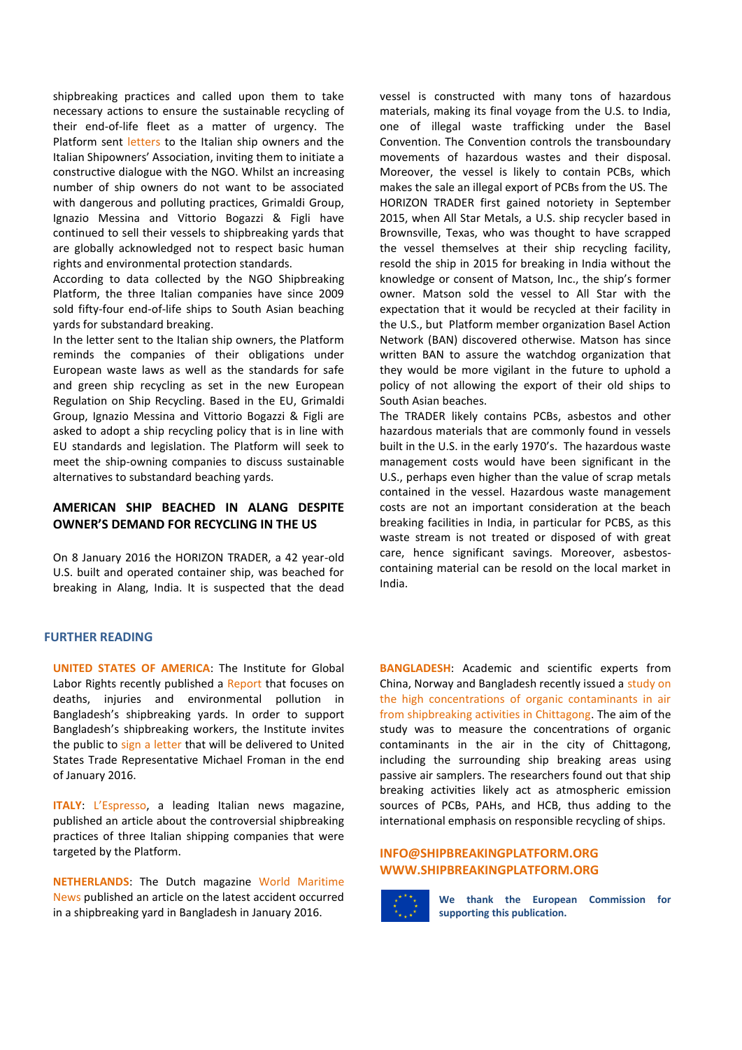shipbreaking practices and called upon them to take necessary actions to ensure the sustainable recycling of their end-of-life fleet as a matter of urgency. The Platform sent letters to the Italian ship owners and the Italian Shipowners' Association, inviting them to initiate a constructive dialogue with the NGO. Whilst an increasing number of ship owners do not want to be associated with dangerous and polluting practices, Grimaldi Group, Ignazio Messina and Vittorio Bogazzi & Figli have continued to sell their vessels to shipbreaking yards that are globally acknowledged not to respect basic human rights and environmental protection standards.

According to data collected by the NGO Shipbreaking Platform, the three Italian companies have since 2009 sold fifty-four end-of-life ships to South Asian beaching yards for substandard breaking.

In the letter sent to the Italian ship owners, the Platform reminds the companies of their obligations under European waste laws as well as the standards for safe and green ship recycling as set in the new European Regulation on Ship Recycling. Based in the EU, Grimaldi Group, Ignazio Messina and Vittorio Bogazzi & Figli are asked to adopt a ship recycling policy that is in line with EU standards and legislation. The Platform will seek to meet the ship-owning companies to discuss sustainable alternatives to substandard beaching yards.

## AMERICAN SHIP BEACHED IN ALANG DESPITE OWNER'S DEMAND FOR RECYCLING IN THE US

On 8 January 2016 the HORIZON TRADER, a 42 year-old U.S. built and operated container ship, was beached for breaking in Alang, India. It is suspected that the dead vessel is constructed with many tons of hazardous materials, making its final voyage from the U.S. to India, one of illegal waste trafficking under the Basel Convention. The Convention controls the transboundary movements of hazardous wastes and their disposal. Moreover, the vessel is likely to contain PCBs, which makes the sale an illegal export of PCBs from the US. The HORIZON TRADER first gained notoriety in September 2015, when All Star Metals, a U.S. ship recycler based in Brownsville, Texas, who was thought to have scrapped the vessel themselves at their ship recycling facility, resold the ship in 2015 for breaking in India without the knowledge or consent of Matson, Inc., the ship's former owner. Matson sold the vessel to All Star with the expectation that it would be recycled at their facility in the U.S., but Platform member organization Basel Action Network (BAN) discovered otherwise. Matson has since written BAN to assure the watchdog organization that they would be more vigilant in the future to uphold a policy of not allowing the export of their old ships to South Asian beaches.

The TRADER likely contains PCBs, asbestos and other hazardous materials that are commonly found in vessels built in the U.S. in the early 1970's. The hazardous waste management costs would have been significant in the U.S., perhaps even higher than the value of scrap metals contained in the vessel. Hazardous waste management costs are not an important consideration at the beach breaking facilities in India, in particular for PCBS, as this waste stream is not treated or disposed of with great care, hence significant savings. Moreover, asbestos-containing material can be resold on the local market in India.

## FURTHER READING

**UNITED STATES OF AMERICA**: The Institute for Global Labor Rights recently published a Report that focuses on deaths, injuries and environmental pollution in Bangladesh's shipbreaking yards. In order to support Bangladesh's shipbreaking workers, the Institute invites the public to sign a letter that will be delivered to United States Trade Representative Michael Froman in the end of January 2016.

**ITALY**: L'Espresso, a leading Italian news magazine, published an article about the controversial shipbreaking practices of three Italian shipping companies that were targeted by the Platform.

**NETHERLANDS**: The Dutch magazine World Maritime News published an article on the latest accident occurred in a shipbreaking yard in Bangladesh in January 2016.

**BANGLADESH**: Academic and scientific experts from China, Norway and Bangladesh recently issued a study on the high concentrations of organic contaminants in air from shipbreaking activities in Chittagong. The aim of the study was to measure the concentrations of organic contaminants in the air in the city of Chittagong, including the surrounding ship breaking areas using passive air samplers. The researchers found out that ship breaking activities likely act as atmospheric emission sources of PCBs, PAHs, and HCB, thus adding to the international emphasis on responsible recycling of ships.

**INFO@SHIPBREAKINGPLATFORM.ORG**
**WWW.SHIPBREAKINGPLATFORM.ORG**

**We thank the European Commission for supporting this publication.**